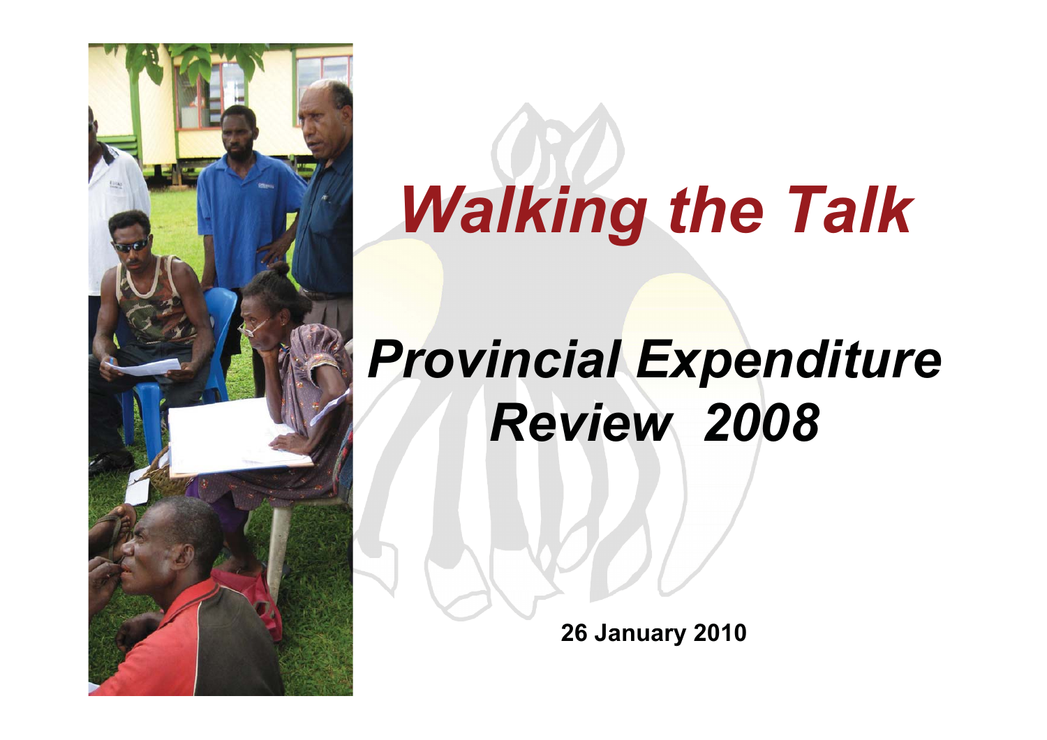# *Walking the Talk*

## *Provincial Expenditure Review 2008*

**26 January 2010**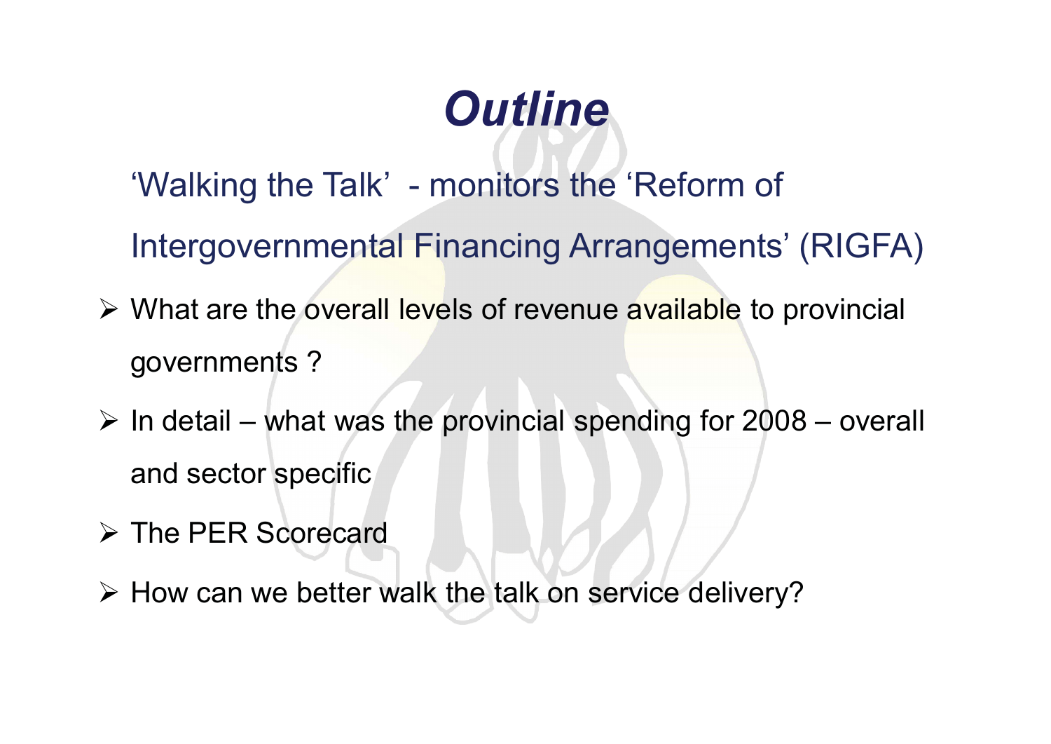# *Outline*

'Walking the Talk' - monitors the 'Reform of Intergovernmental Financing Arrangements' (RIGFA)

- What are the overall levels of revenue available to provincial governments ?
- In detail – what was the provincial spending for 2008 – overall and sector specific
- The PER Scorecard
- How can we better walk the talk on service delivery?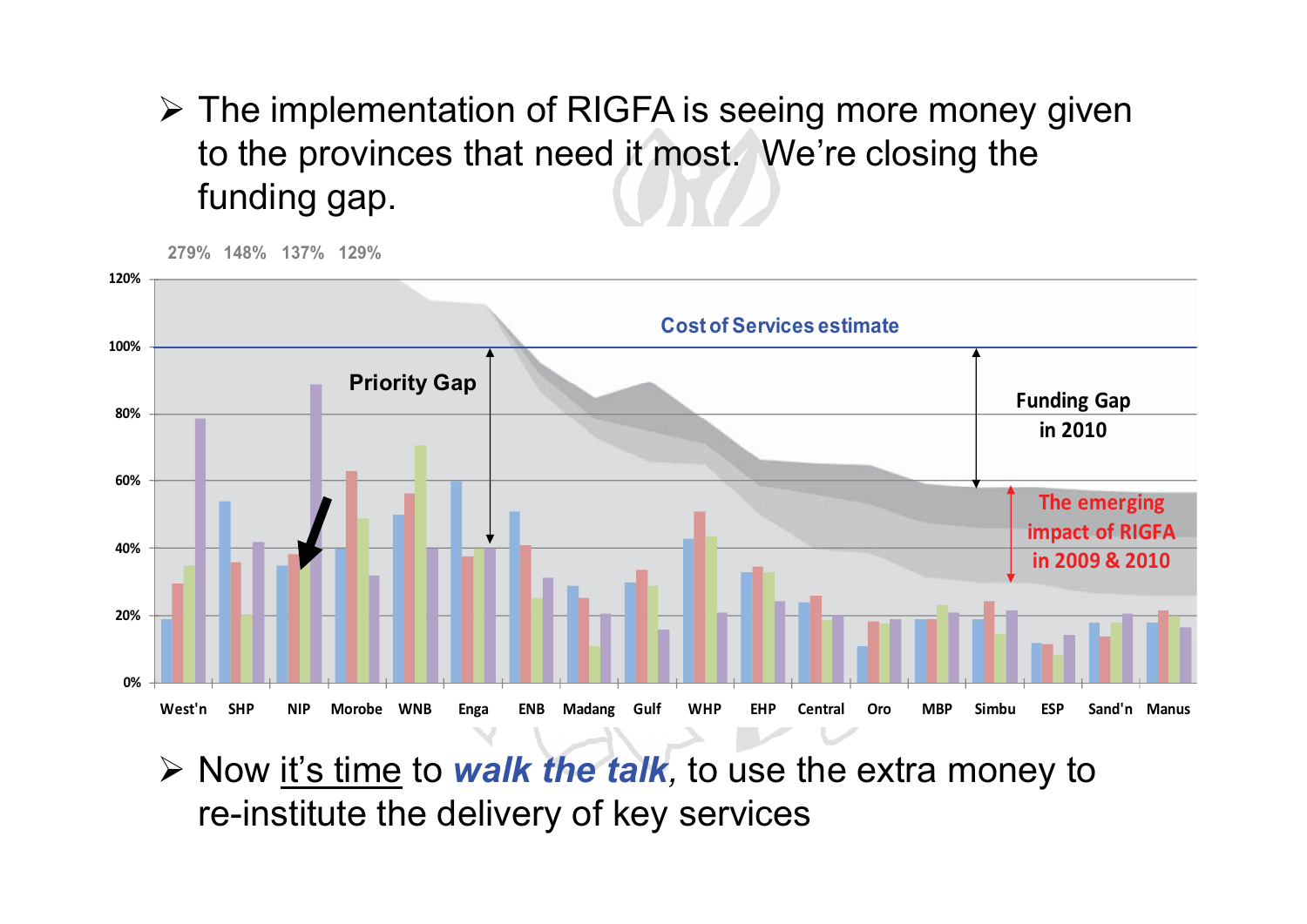- The implementation of RIGFA is seeing more money given to the provinces that need it most. We're closing the funding gap.

279% 148% 137% 129%

Cost of Services estimate

Priority Gap

Funding Gap in 2010

The emerging impact of RIGFA in 2009 & 2010

120% 100% 80% 60% 40% 20% 0%

West'n SHP NIP Morobe WNB Enga ENB Madang Gulf WHP EHP Central Oro MBP Simbu ESP Sand'n Manus

- Now it's time to ***walk the talk***, to use the extra money to re-institute the delivery of key services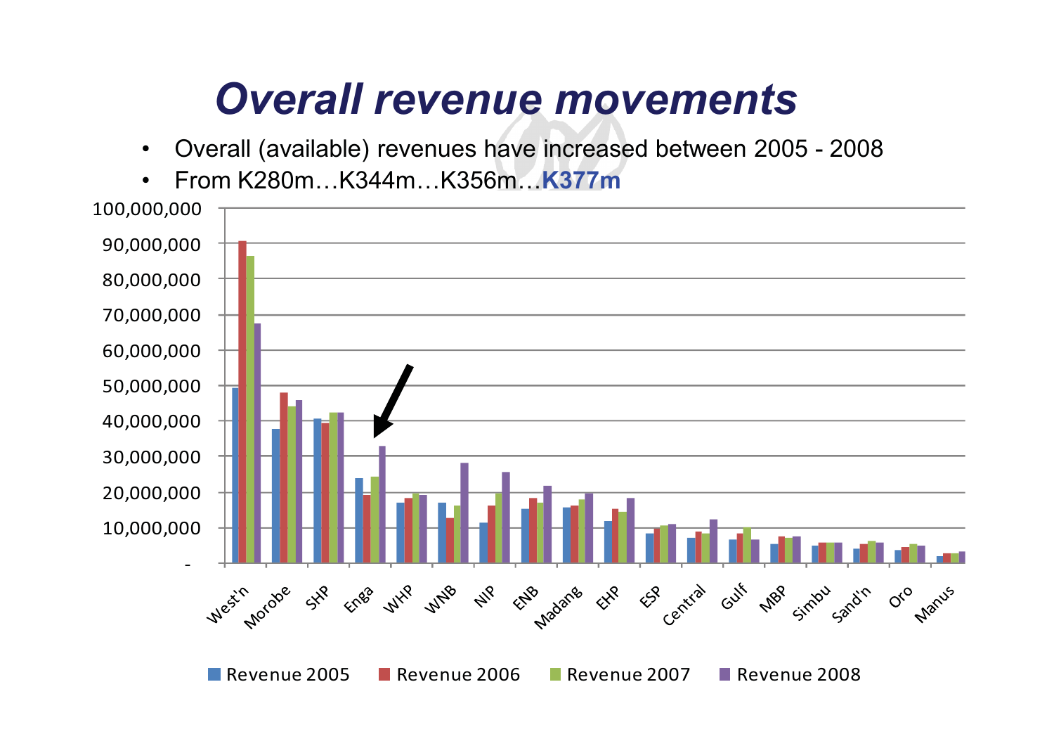# Overall revenue movements

- Overall (available) revenues have increased between 2005 - 2008
- From K280m…K344m…K356m…**K377m**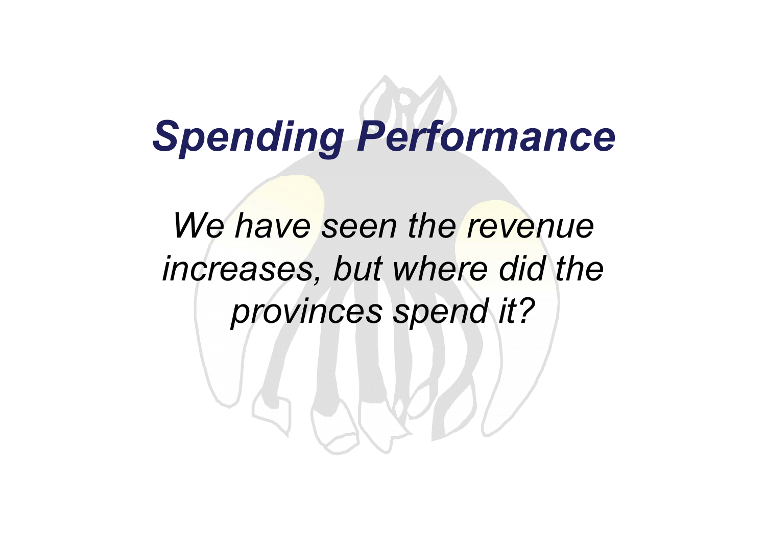# *Spending Performance*

*We have seen the revenue increases, but where did the provinces spend it?*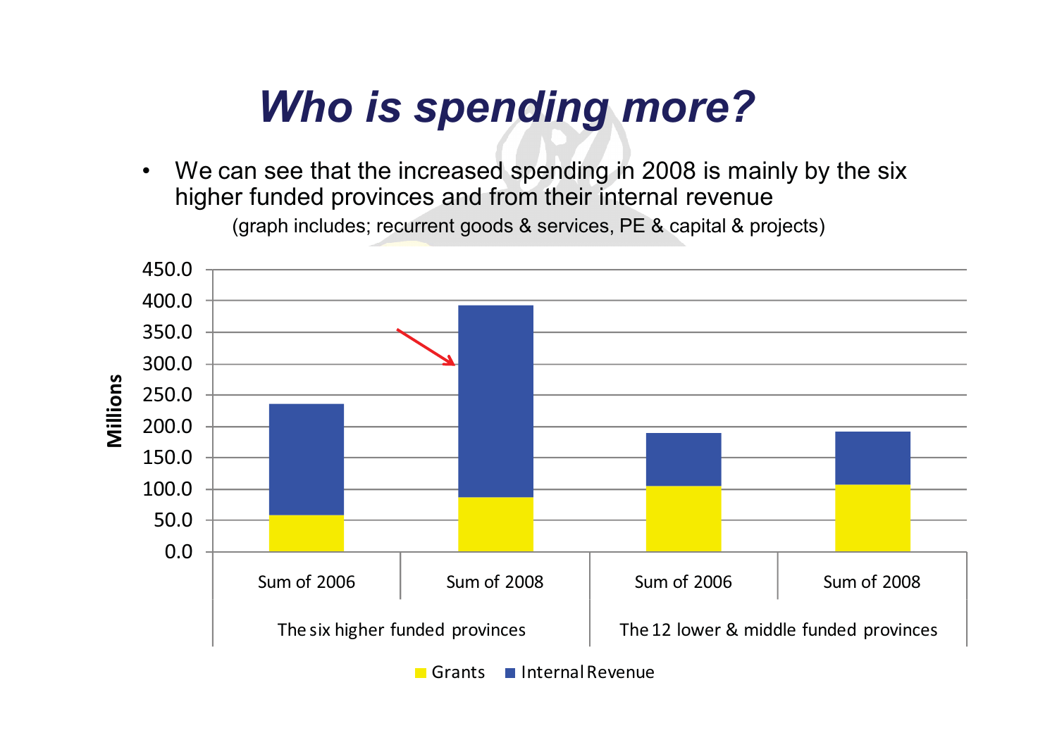# *Who is spending more?*

- We can see that the increased spending in 2008 is mainly by the six higher funded provinces and from their internal revenue

  (graph includes; recurrent goods & services, PE & capital & projects)

Millions

450.0
400.0
350.0
300.0
250.0
200.0
150.0
100.0
50.0
0.0

| | Sum of 2006 | Sum of 2008 |
|---|---|---|
| The six higher funded provinces | | |
| The 12 lower & middle funded provinces | | |

Grants   Internal Revenue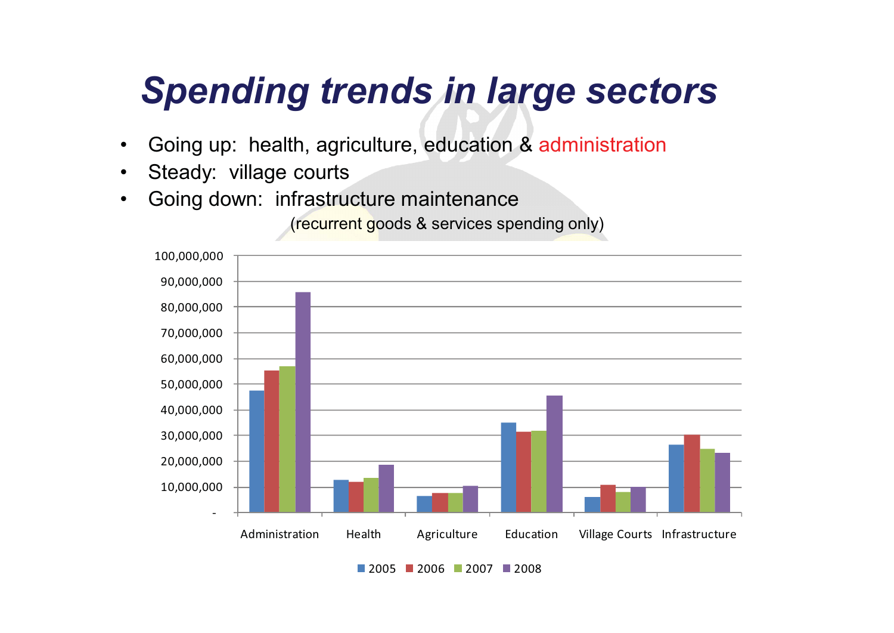# *Spending trends in large sectors*

- Going up: health, agriculture, education & administration
- Steady: village courts
- Going down: infrastructure maintenance

(recurrent goods & services spending only)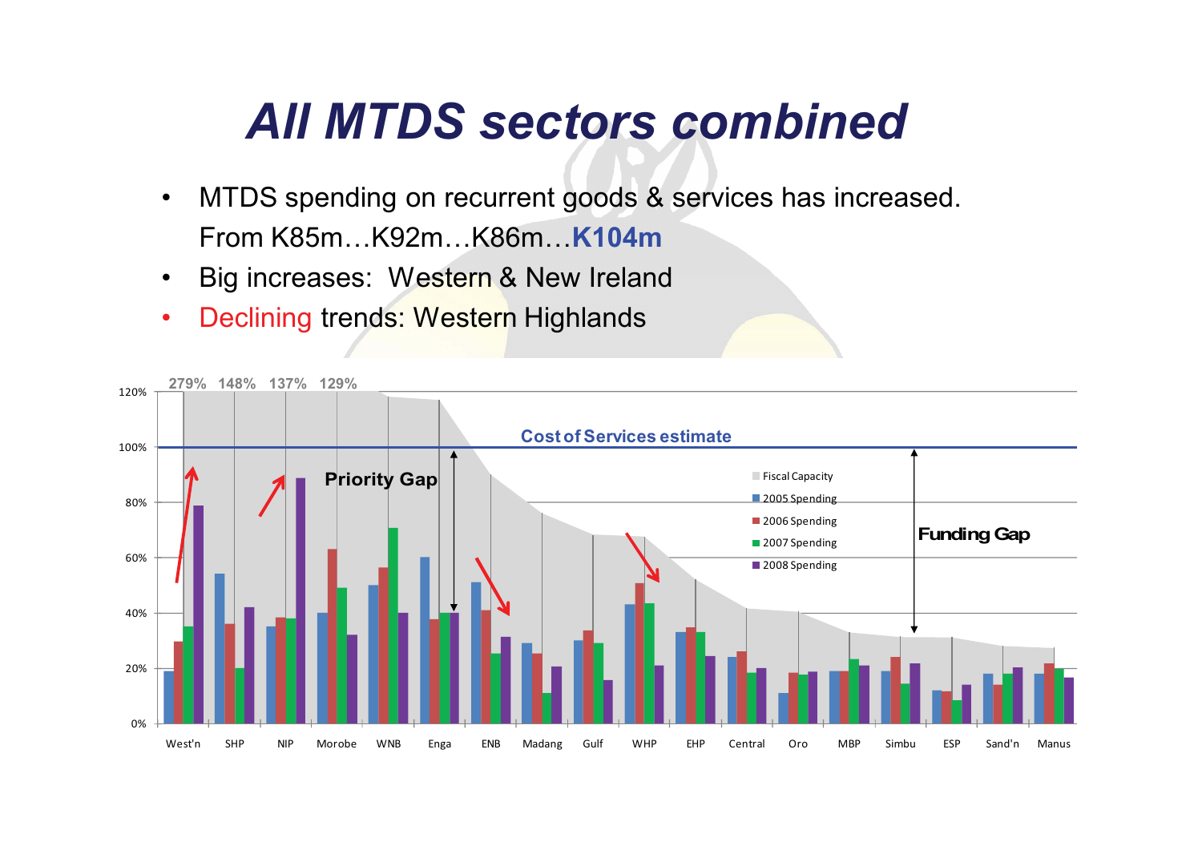# *All MTDS sectors combined*

- MTDS spending on recurrent goods & services has increased. From K85m…K92m…K86m…**K104m**
- Big increases: Western & New Ireland
- Declining trends: Western Highlands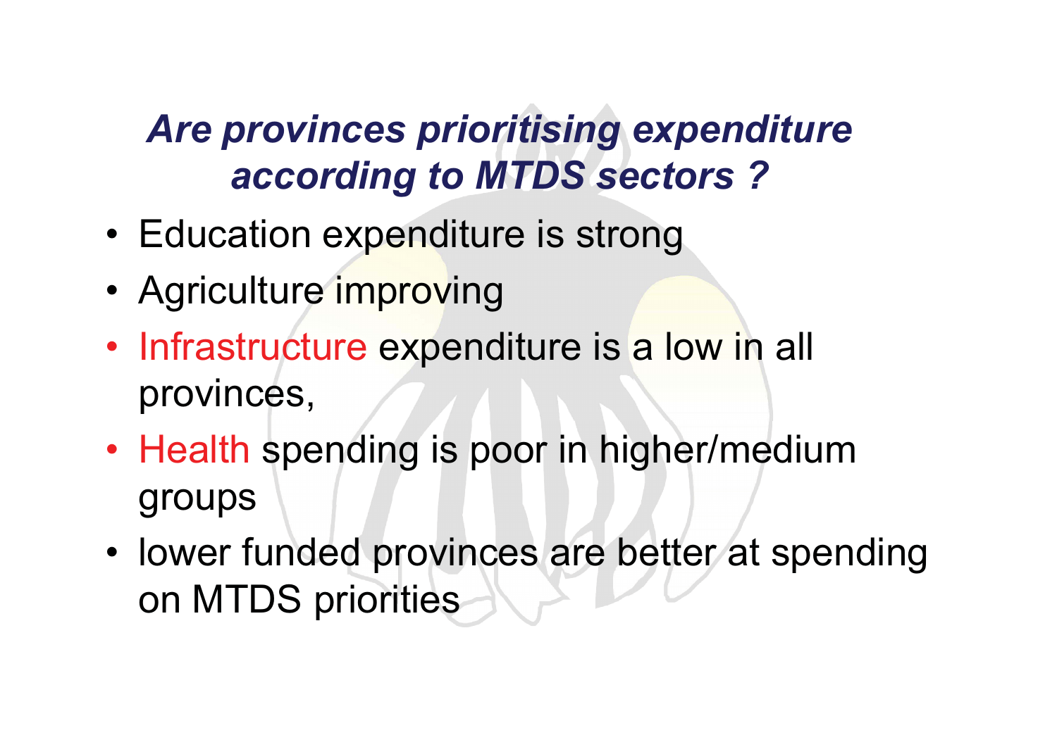## *Are provinces prioritising expenditure according to MTDS sectors ?*

- Education expenditure is strong
- Agriculture improving
- Infrastructure expenditure is a low in all provinces,
- Health spending is poor in higher/medium groups
- lower funded provinces are better at spending on MTDS priorities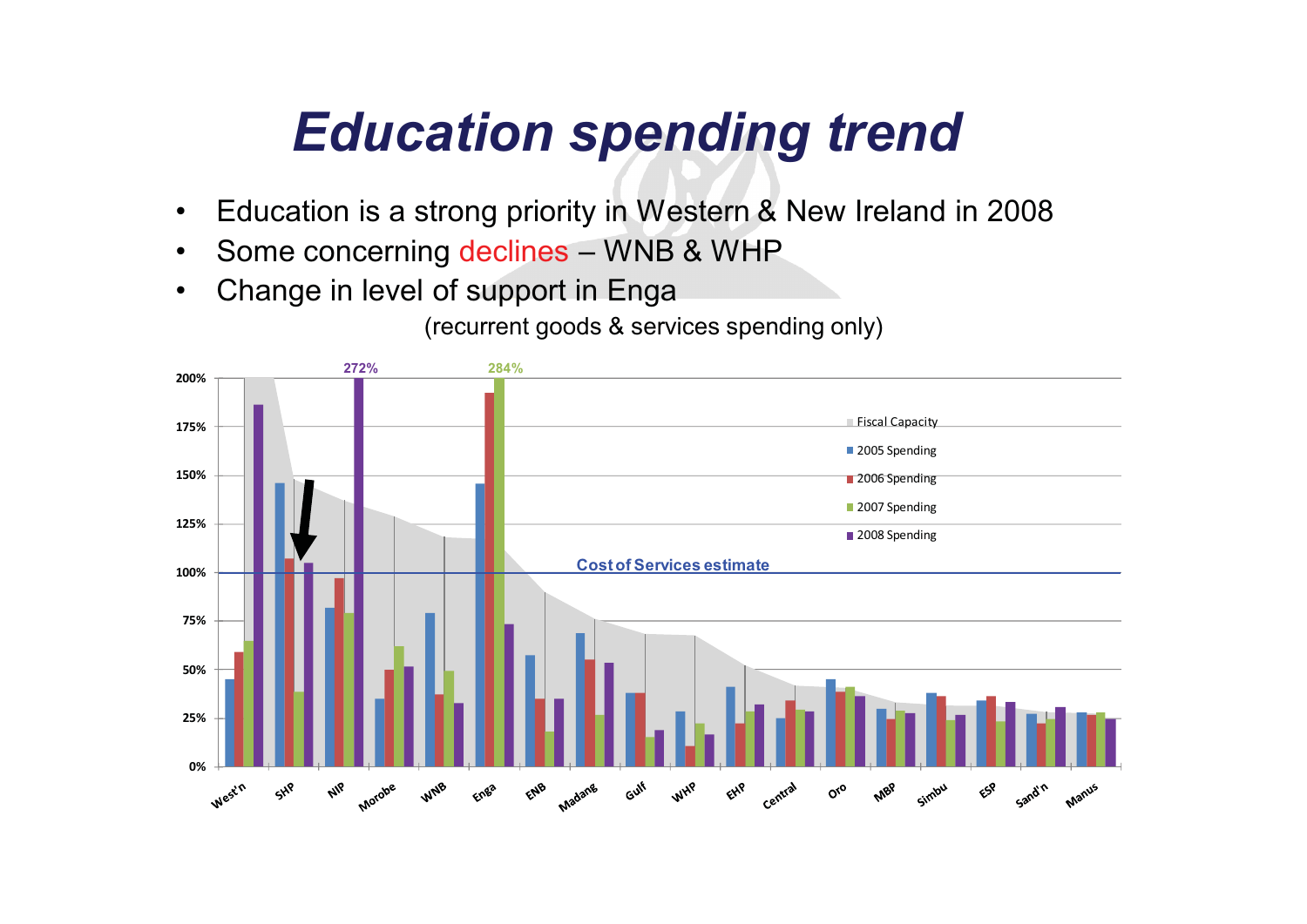# *Education spending trend*

- Education is a strong priority in Western & New Ireland in 2008
- Some concerning declines – WNB & WHP
- Change in level of support in Enga

(recurrent goods & services spending only)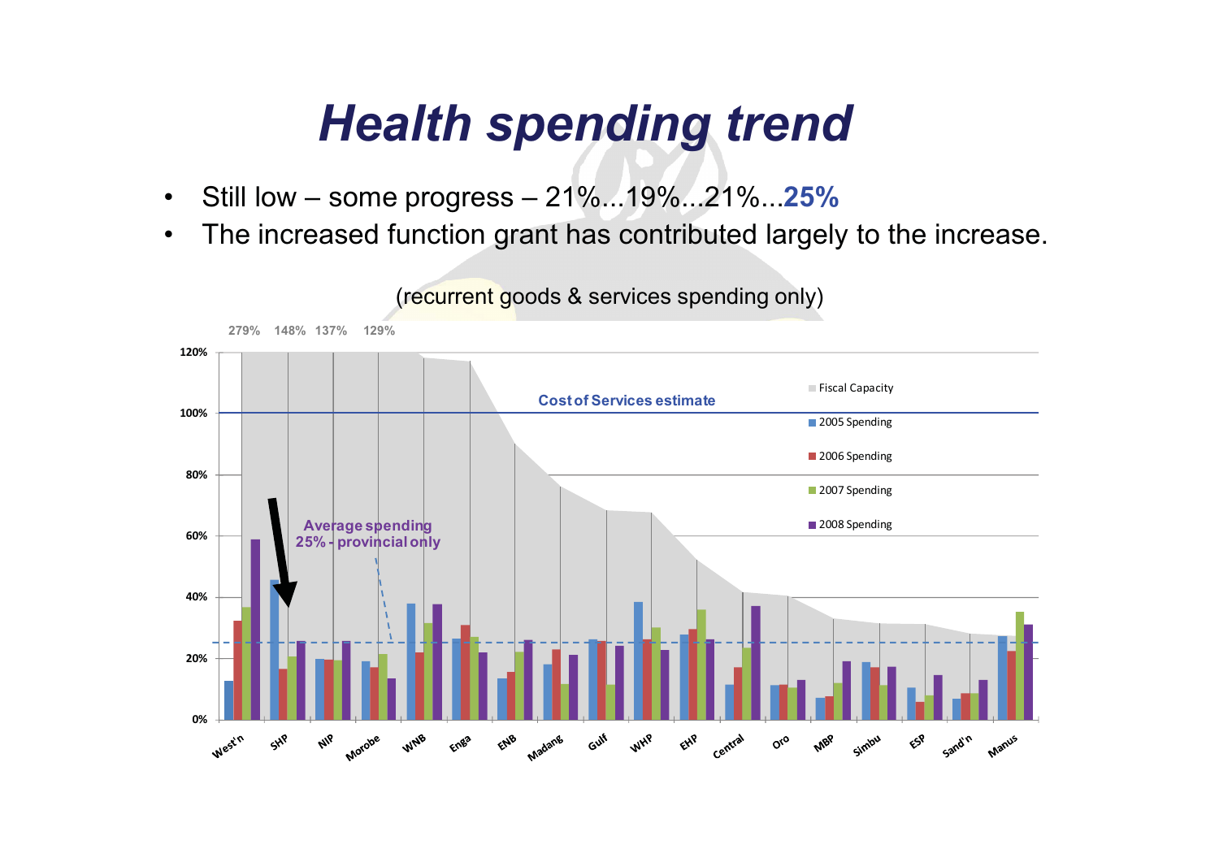# *Health spending trend*

- Still low – some progress – 21%...19%...21%...**25%**
- The increased function grant has contributed largely to the increase.

(recurrent goods & services spending only)

279% 148% 137% 129%

Cost of Services estimate

Average spending 25% - provincial only

Fiscal Capacity
2005 Spending
2006 Spending
2007 Spending
2008 Spending

West'n, SHP, NIP, Morobe, WNB, Enga, ENB, Madang, Gulf, WHP, EHP, Central, Oro, MBP, Simbu, ESP, Sand'n, Manus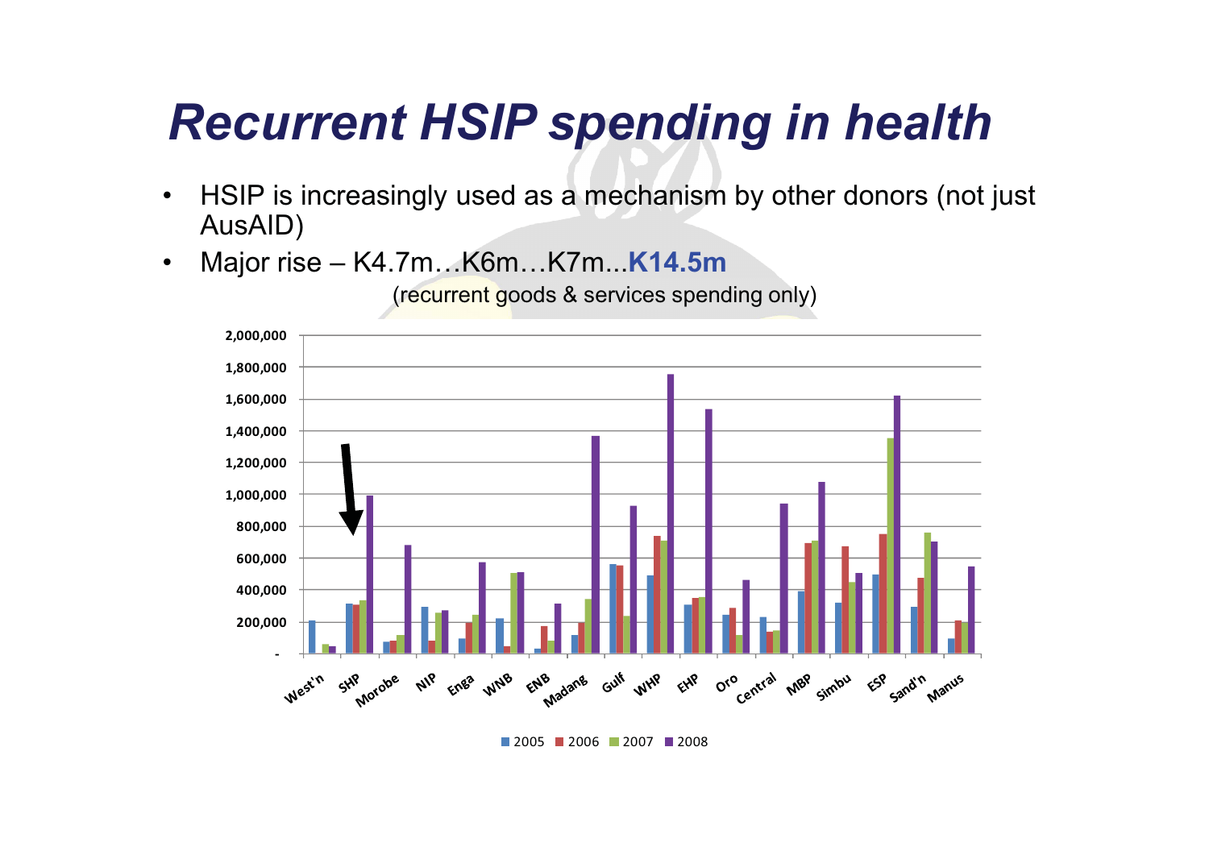# Recurrent HSIP spending in health

- HSIP is increasingly used as a mechanism by other donors (not just AusAID)
- Major rise – K4.7m…K6m…K7m...**K14.5m**

(recurrent goods & services spending only)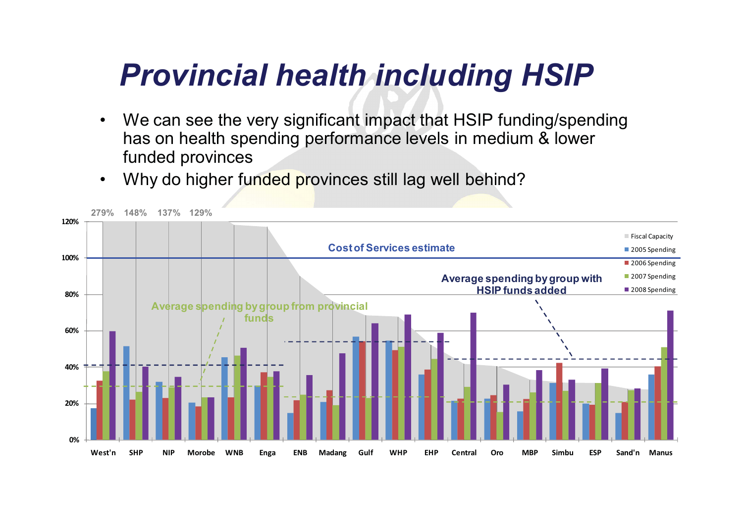# *Provincial health including HSIP*

- We can see the very significant impact that HSIP funding/spending has on health spending performance levels in medium & lower funded provinces
- Why do higher funded provinces still lag well behind?

279% 148% 137% 129%

Cost of Services estimate

Average spending by group with HSIP funds added

Average spending by group from provincial funds

Fiscal Capacity
2005 Spending
2006 Spending
2007 Spending
2008 Spending

West'n SHP NIP Morobe WNB Enga ENB Madang Gulf WHP EHP Central Oro MBP Simbu ESP Sand'n Manus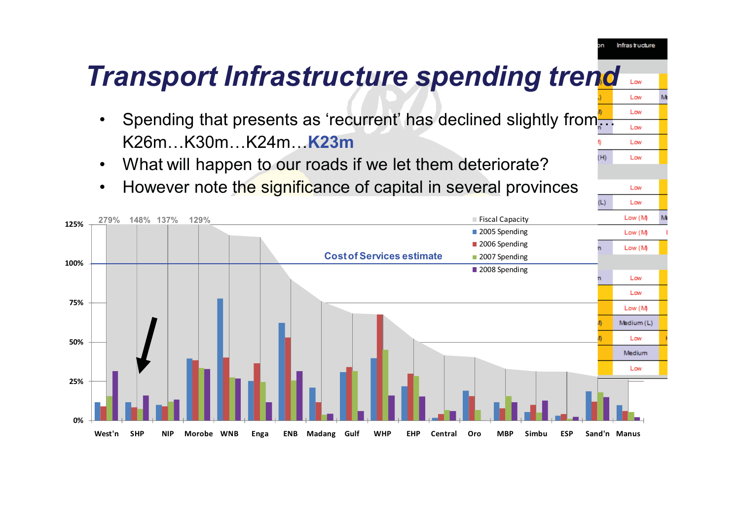# Transport Infrastructure spending trend

- Spending that presents as 'recurrent' has declined slightly from… K26m…K30m…K24m…**K23m**
- What will happen to our roads if we let them deteriorate?
- However note the significance of capital in several provinces

125% | 279% | 148% | 137% | 129%

100% — Cost of Services estimate

75%

50%

25%

0%

- Fiscal Capacity
- 2005 Spending
- 2006 Spending
- 2007 Spending
- 2008 Spending

West'n | SHP | NIP | Morobe | WNB | Enga | ENB | Madang | Gulf | WHP | EHP | Central | Oro | MBP | Simbu | ESP | Sand'n | Manus

| Infras tructure |
|---|
| Low |
| Low |
| Low |
| Low |
| Low |
| Low |
| Low |
| Low |
| Low (M) |
| Low (M) |
| Low (M) |
| Low |
| Low |
| Low (M) |
| Medium (L) |
| Low |
| Medium |
| Low |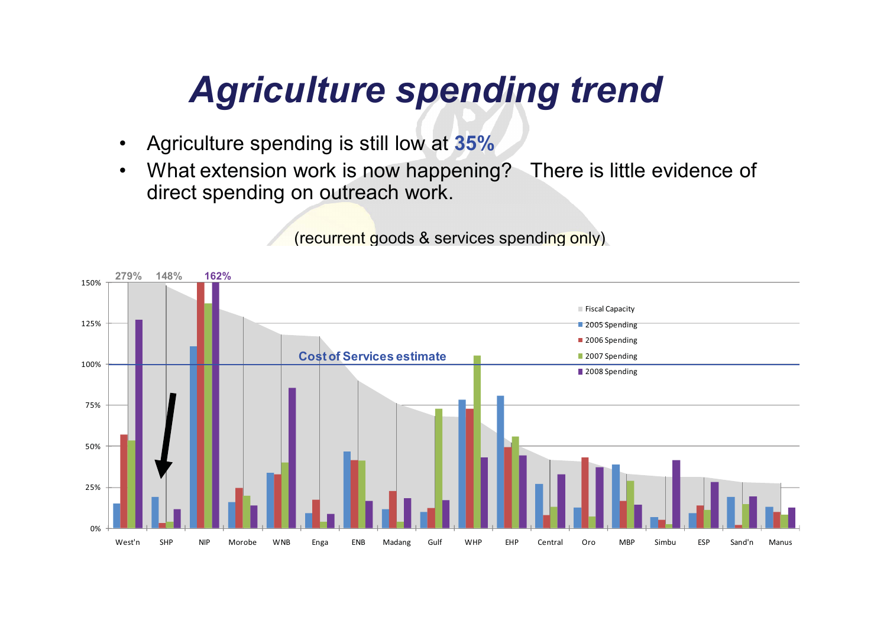# *Agriculture spending trend*

- Agriculture spending is still low at **35%**
- What extension work is now happening? There is little evidence of direct spending on outreach work.

(recurrent goods & services spending only)

279% 148% 162%

150%
125%
100%
75%
50%
25%
0%

Cost of Services estimate

Fiscal Capacity
2005 Spending
2006 Spending
2007 Spending
2008 Spending

West'n SHP NIP Morobe WNB Enga ENB Madang Gulf WHP EHP Central Oro MBP Simbu ESP Sand'n Manus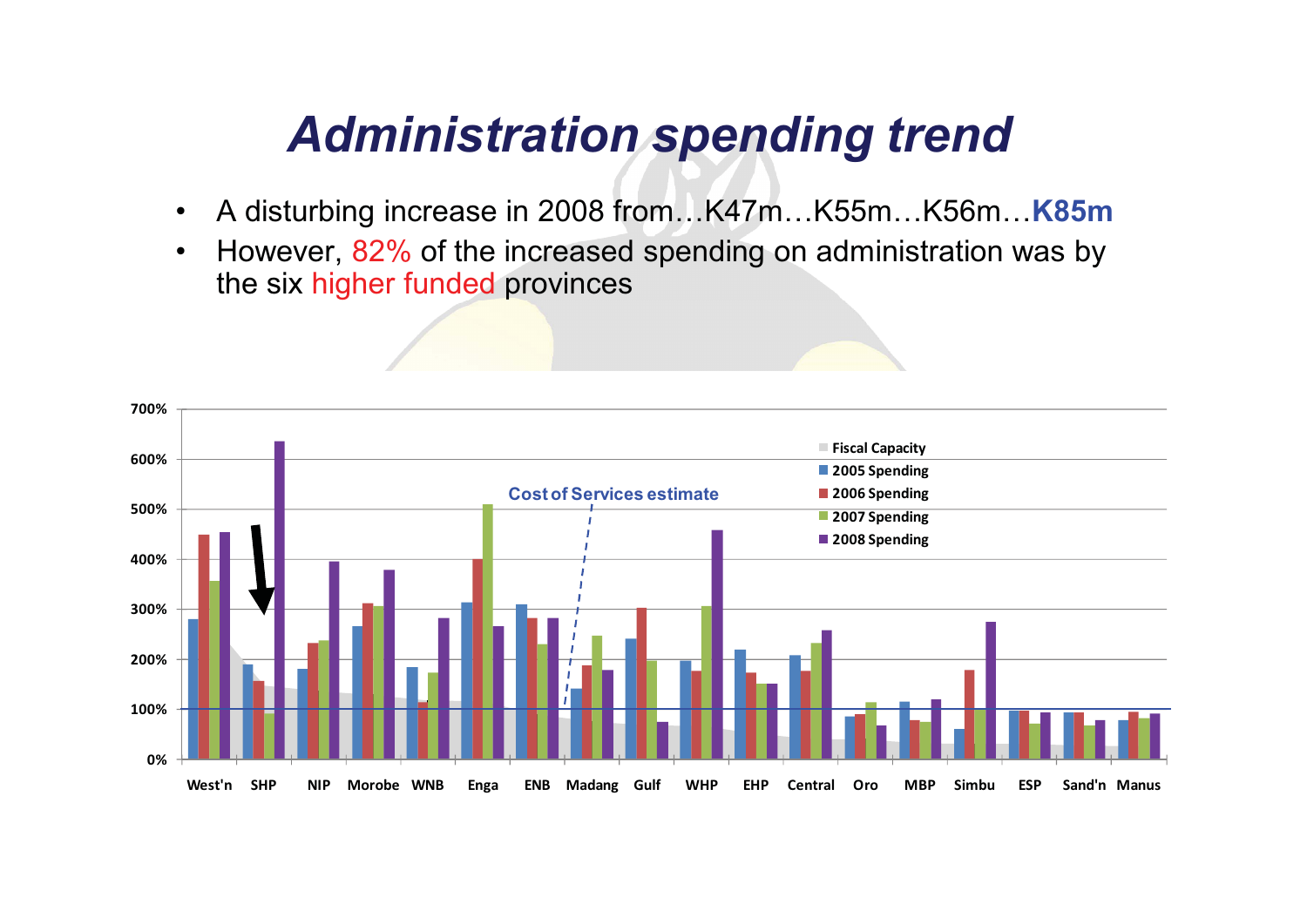# Administration spending trend

- A disturbing increase in 2008 from…K47m…K55m…K56m…**K85m**
- However, 82% of the increased spending on administration was by the six higher funded provinces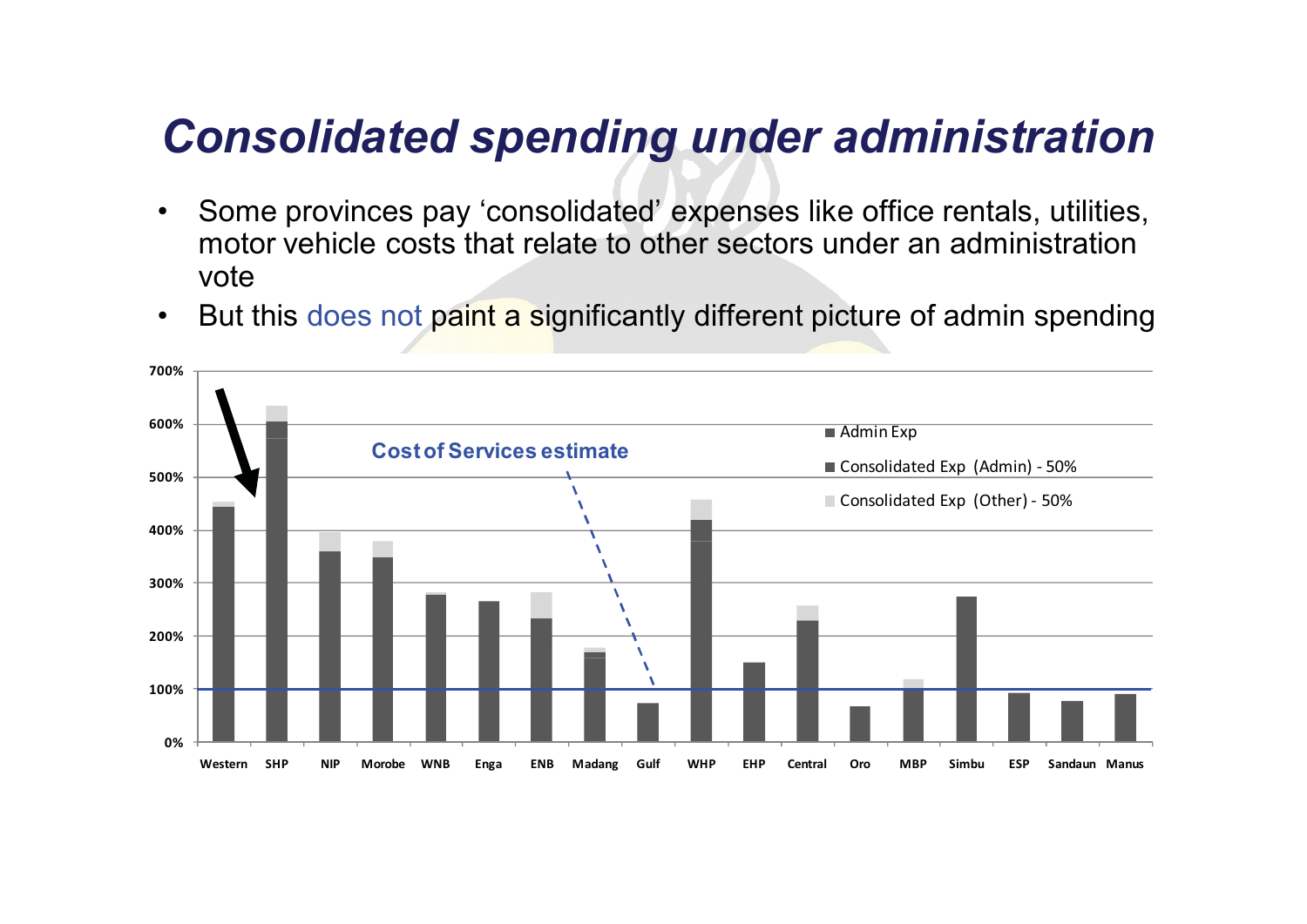# *Consolidated spending under administration*

- Some provinces pay 'consolidated' expenses like office rentals, utilities, motor vehicle costs that relate to other sectors under an administration vote
- But this does not paint a significantly different picture of admin spending

Cost of Services estimate

Legend: Admin Exp; Consolidated Exp (Admin) - 50%; Consolidated Exp (Other) - 50%

Y-axis: 0%, 100%, 200%, 300%, 400%, 500%, 600%, 700%

X-axis: Western, SHP, NIP, Morobe, WNB, Enga, ENB, Madang, Gulf, WHP, EHP, Central, Oro, MBP, Simbu, ESP, Sandaun, Manus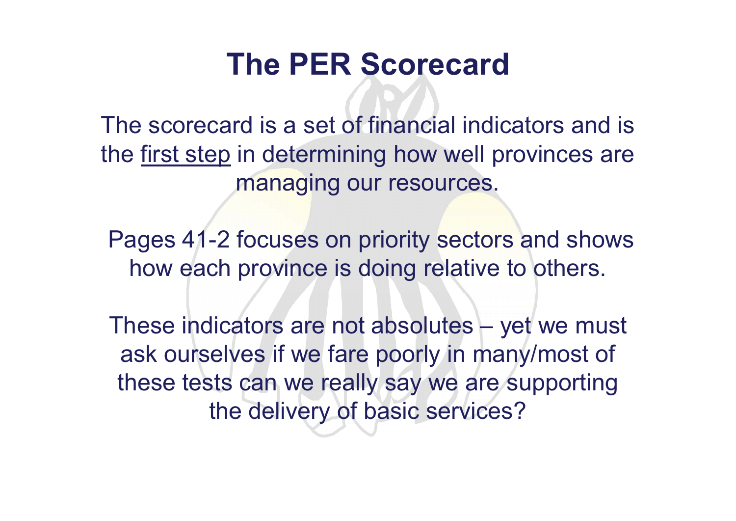# The PER Scorecard

The scorecard is a set of financial indicators and is the <u>first step</u> in determining how well provinces are managing our resources.

Pages 41-2 focuses on priority sectors and shows how each province is doing relative to others.

These indicators are not absolutes – yet we must ask ourselves if we fare poorly in many/most of these tests can we really say we are supporting the delivery of basic services?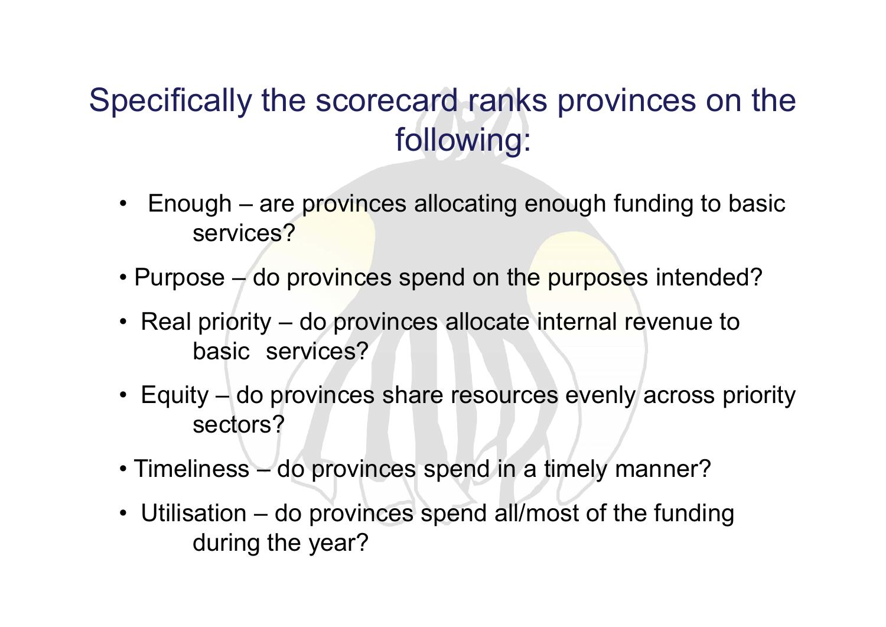# Specifically the scorecard ranks provinces on the following:

- Enough – are provinces allocating enough funding to basic services?
- Purpose – do provinces spend on the purposes intended?
- Real priority – do provinces allocate internal revenue to basic services?
- Equity – do provinces share resources evenly across priority sectors?
- Timeliness – do provinces spend in a timely manner?
- Utilisation – do provinces spend all/most of the funding during the year?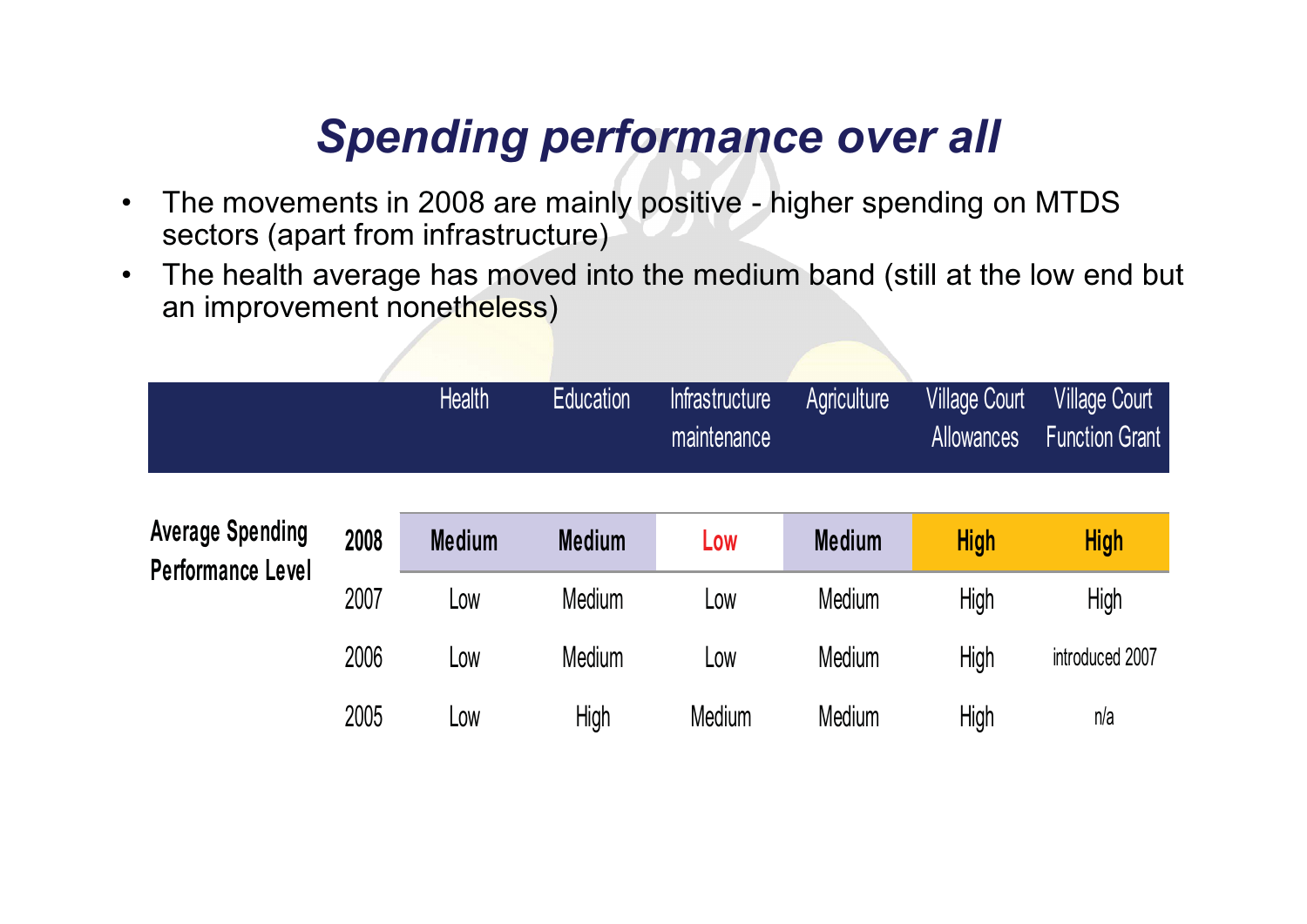# *Spending performance over all*

- The movements in 2008 are mainly positive - higher spending on MTDS sectors (apart from infrastructure)
- The health average has moved into the medium band (still at the low end but an improvement nonetheless)

| | | Health | Education | Infrastructure maintenance | Agriculture | Village Court Allowances | Village Court Function Grant |
|---|---|---|---|---|---|---|---|
| **Average Spending Performance Level** | **2008** | **Medium** | **Medium** | **Low** | **Medium** | **High** | **High** |
| | 2007 | Low | Medium | Low | Medium | High | High |
| | 2006 | Low | Medium | Low | Medium | High | introduced 2007 |
| | 2005 | Low | High | Medium | Medium | High | n/a |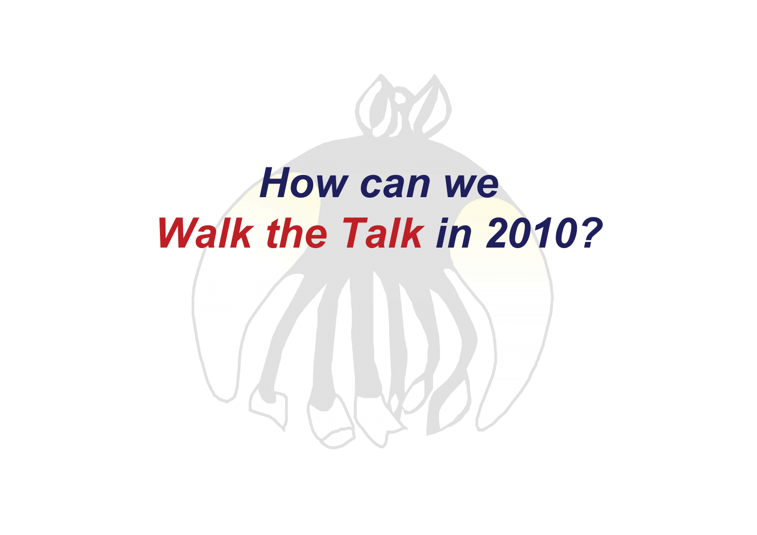# *How can we*
# ***Walk the Talk** in 2010?*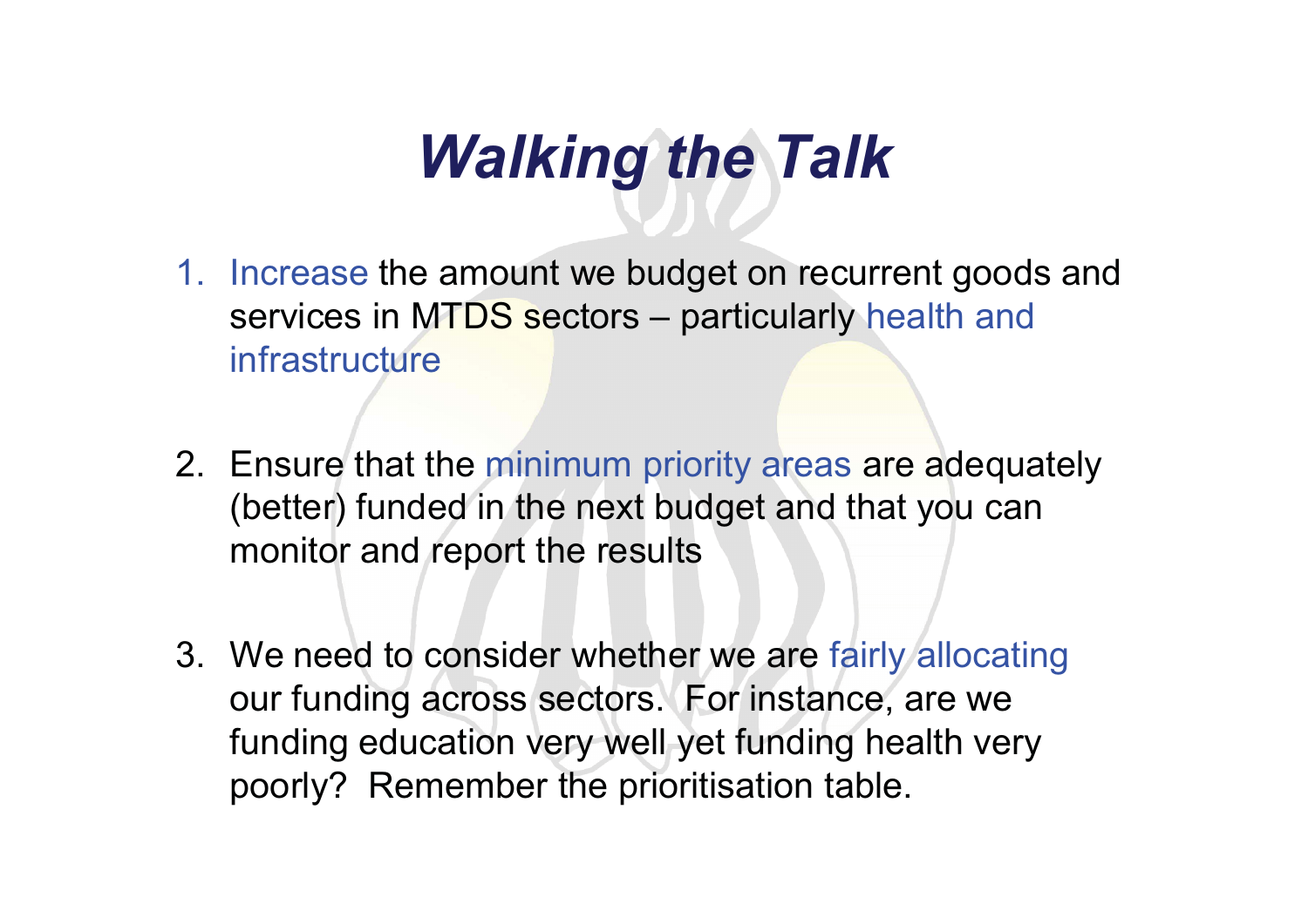# *Walking the Talk*

1. Increase the amount we budget on recurrent goods and services in MTDS sectors – particularly health and infrastructure

2. Ensure that the minimum priority areas are adequately (better) funded in the next budget and that you can monitor and report the results

3. We need to consider whether we are fairly allocating our funding across sectors. For instance, are we funding education very well yet funding health very poorly? Remember the prioritisation table.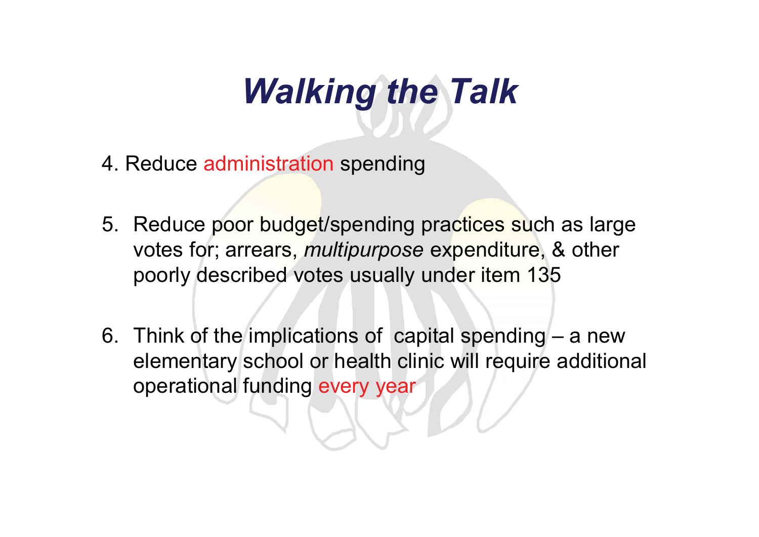# *Walking the Talk*

4. Reduce administration spending

5. Reduce poor budget/spending practices such as large votes for; arrears, *multipurpose* expenditure, & other poorly described votes usually under item 135

6. Think of the implications of capital spending – a new elementary school or health clinic will require additional operational funding every year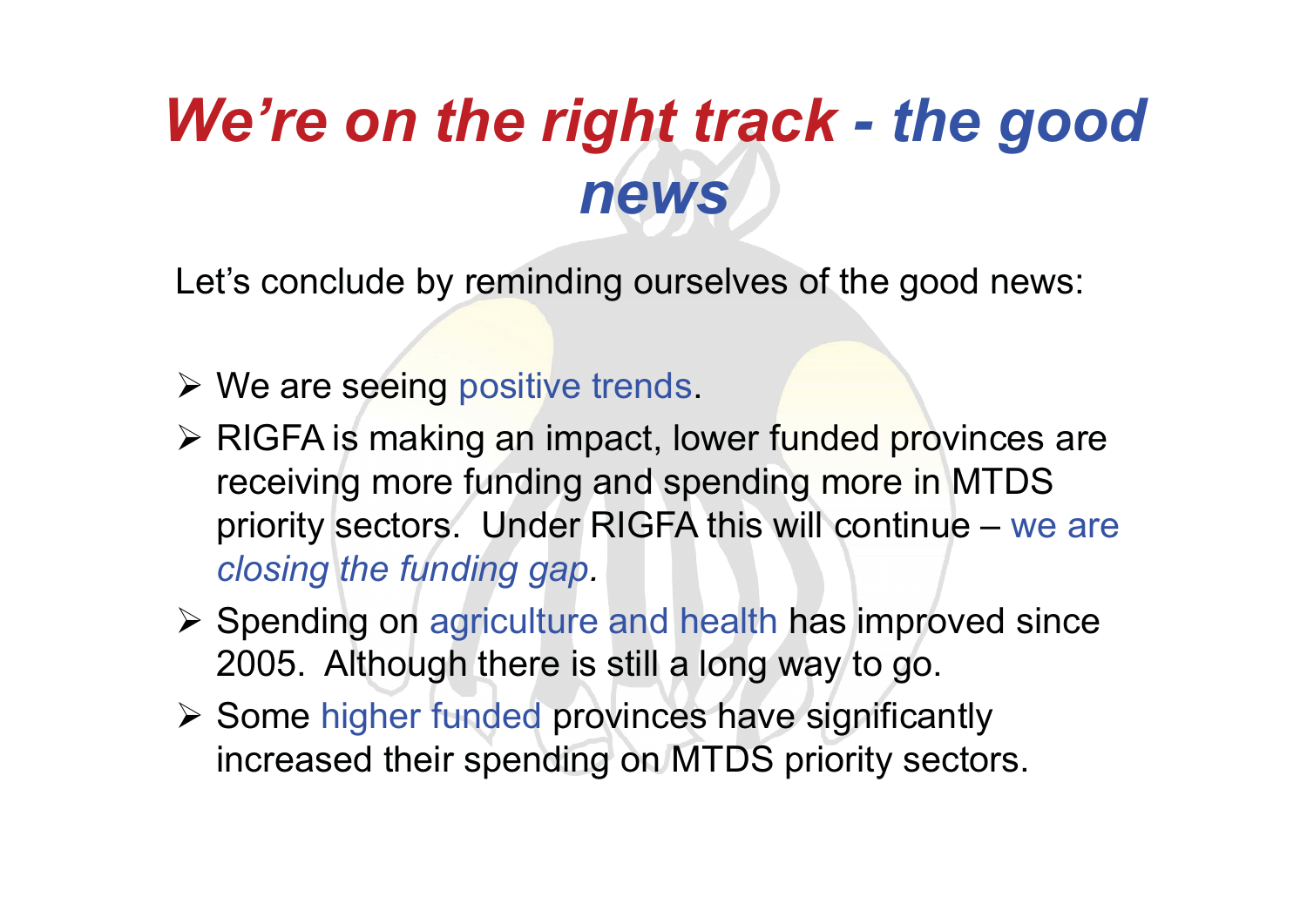# *We're on the right track - the good news*

Let's conclude by reminding ourselves of the good news:

- We are seeing positive trends.
- RIGFA is making an impact, lower funded provinces are receiving more funding and spending more in MTDS priority sectors. Under RIGFA this will continue – we are *closing the funding gap.*
- Spending on agriculture and health has improved since 2005. Although there is still a long way to go.
- Some higher funded provinces have significantly increased their spending on MTDS priority sectors.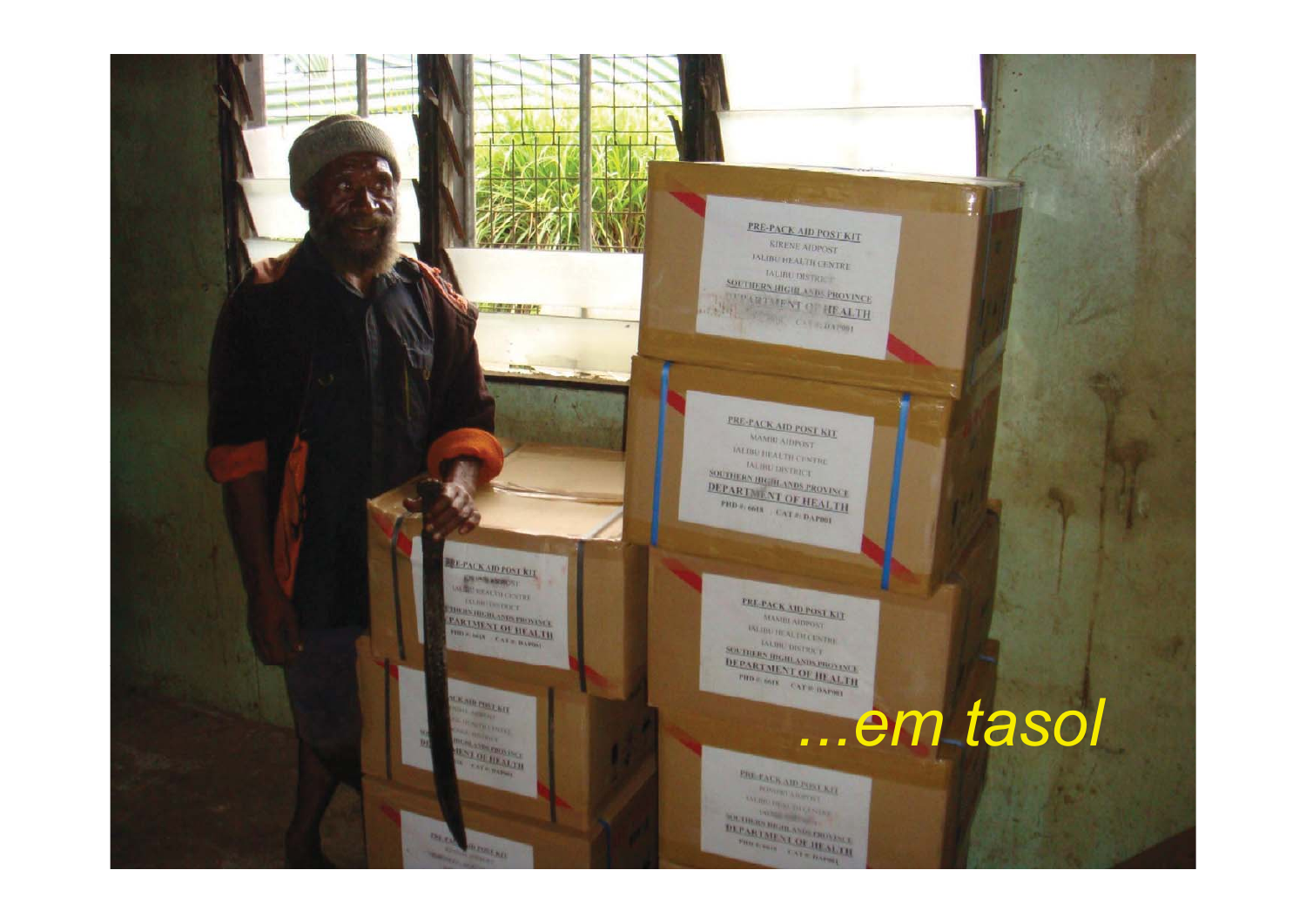*...em tasol*